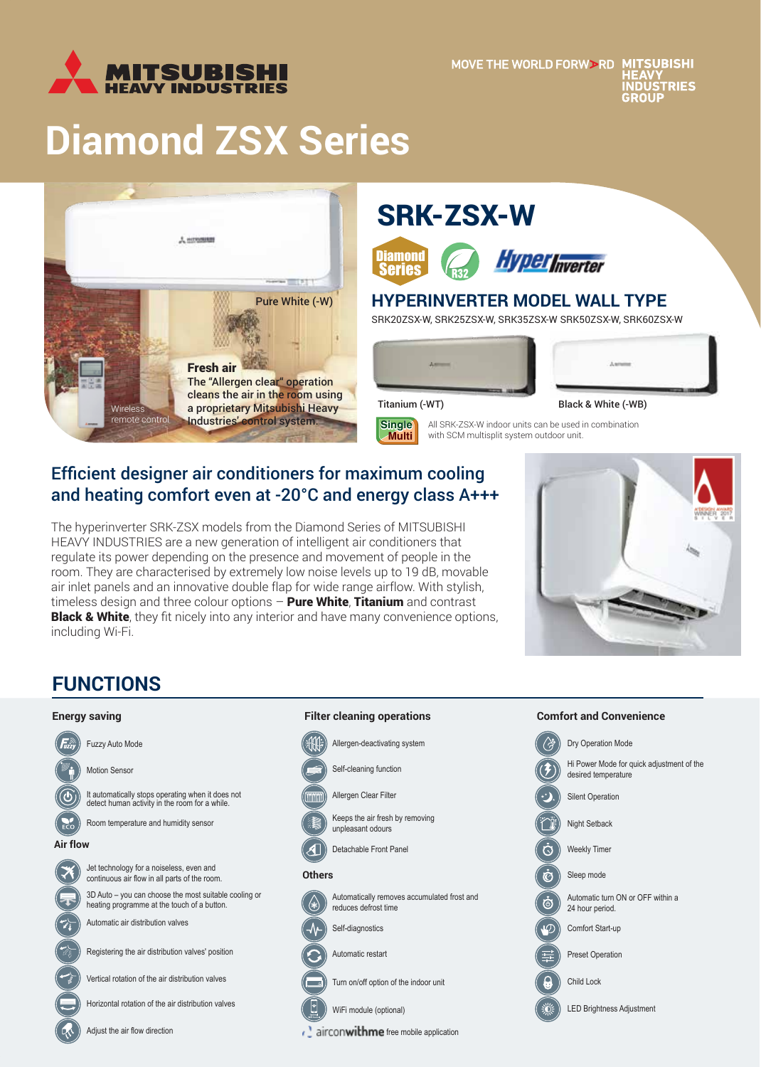MITSUBISHI HEAVY INDUSTRIES

MOVE THE WORLD FORWARD MITSUBISHI HEAVY INDUSTRIES GROUP

# Diamond ZSX Series

Pure White (-W)

**Fresh air**
The "Allergen clear" operation cleans the air in the room using a proprietary Mitsubishi Heavy Industries' control system.

Wireless remote control

## SRK-ZSX-W

Diamond Series R32 HyperInverter

### HYPERINVERTER MODEL WALL TYPE

SRK20ZSX-W, SRK25ZSX-W, SRK35ZSX-W SRK50ZSX-W, SRK60ZSX-W

Titanium (-WT) Black & White (-WB)

Single Multi — All SRK-ZSX-W indoor units can be used in combination with SCM multisplit system outdoor unit.

### Efficient designer air conditioners for maximum cooling and heating comfort even at -20°C and energy class A+++

The hyperinverter SRK-ZSX models from the Diamond Series of MITSUBISHI HEAVY INDUSTRIES are a new generation of intelligent air conditioners that regulate its power depending on the presence and movement of people in the room. They are characterised by extremely low noise levels up to 19 dB, movable air inlet panels and an innovative double flap for wide range airflow. With stylish, timeless design and three colour options – **Pure White**, **Titanium** and contrast **Black & White**, they fit nicely into any interior and have many convenience options, including Wi-Fi.

## FUNCTIONS

### Energy saving

- Fuzzy Auto Mode
- Motion Sensor
- It automatically stops operating when it does not detect human activity in the room for a while.
- Room temperature and humidity sensor

### Air flow

- Jet technology for a noiseless, even and continuous air flow in all parts of the room.
- 3D Auto – you can choose the most suitable cooling or heating programme at the touch of a button.
- Automatic air distribution valves
- Registering the air distribution valves' position
- Vertical rotation of the air distribution valves
- Horizontal rotation of the air distribution valves
- Adjust the air flow direction

### Filter cleaning operations

- Allergen-deactivating system
- Self-cleaning function
- Allergen Clear Filter
- Keeps the air fresh by removing unpleasant odours
- Detachable Front Panel

### Others

- Automatically removes accumulated frost and reduces defrost time
- Self-diagnostics
- Automatic restart
- Turn on/off option of the indoor unit
- WiFi module (optional)
- airconwithme free mobile application

### Comfort and Convenience

- Dry Operation Mode
- Hi Power Mode for quick adjustment of the desired temperature
- Silent Operation
- Night Setback
- Weekly Timer
- Sleep mode
- Automatic turn ON or OFF within a 24 hour period.
- Comfort Start-up
- Preset Operation
- Child Lock
- LED Brightness Adjustment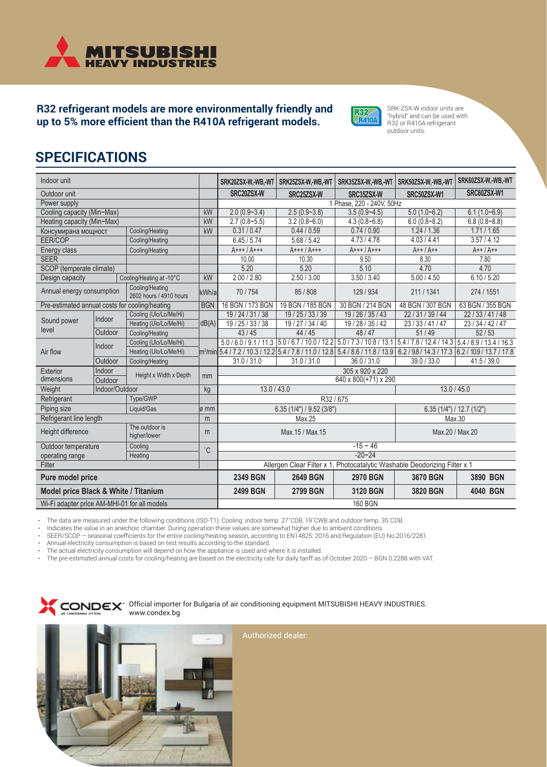**R32 refrigerant models are more environmentally friendly and up to 5% more efficient than the R410A refrigerant models.**

SRK-ZSX-W indoor units are "hybrid" and can be used with R32 or R410A refrigerant outdoor units.

## SPECIFICATIONS

| Indoor unit | | | | SRK20ZSX-W,-WB,-WT | SRK25ZSX-W,-WB,-WT | SRK35ZSX-W,-WB,-WT | SRK50ZSX-W,-WB,-WT | SRK60ZSX-W,-WB,-WT |
|---|---|---|---|---|---|---|---|---|
| Outdoor unit | | | | SRC20ZSX-W | SRC25ZSX-W | SRC35ZSX-W | SRC50ZSX-W1 | SRC60ZSX-W1 |
| Power supply | | | | 1 Phase, 220 - 240V, 50Hz | | | | |
| Cooling capacity (Min~Max) | | | kW | 2.0 (0.9~3.4) | 2.5 (0.9~3.8) | 3.5 (0.9~4.5) | 5.0 (1.0~6.2) | 6.1 (1.0~6.9) |
| Heating capacity (Min~Max) | | | kW | 2.7 (0.8~5.5) | 3.2 (0.8~6.0) | 4.3 (0.8~6.8) | 6.0 (0.8~8.2) | 6.8 (0.8~8.8) |
| Консумирана мощност | | Cooling/Heating | kW | 0.31 / 0.47 | 0.44 / 0.59 | 0.74 / 0.90 | 1.24 / 1.36 | 1.71 / 1.65 |
| EER/COP | | Cooling/Heating | | 6.45 / 5.74 | 5.68 / 5.42 | 4.73 / 4.78 | 4.03 / 4.41 | 3.57 / 4.12 |
| Energy class | | Cooling/Heating | | A+++ / A+++ | A+++ / A+++ | A+++ / A+++ | A++ / A++ | A++ / A++ |
| SEER | | | | 10.00 | 10.30 | 9.50 | 8.30 | 7.80 |
| SCOP (temperate climate) | | | | 5.20 | 5.20 | 5.10 | 4.70 | 4.70 |
| Design capacity | | Cooling/Heating at -10°C | kW | 2.00 / 2.80 | 2.50 / 3.00 | 3.50 / 3.40 | 5.00 / 4.50 | 6.10 / 5.20 |
| Annual energy consumption | | Cooling/Heating 2602 hours / 4910 hours | kWh/a | 70 / 754 | 85 / 808 | 129 / 934 | 211 / 1341 | 274 / 1551 |
| Pre-estimated annual costs for cooling/heating | | | BGN | 16 BGN / 173 BGN | 19 BGN / 185 BGN | 30 BGN / 214 BGN | 48 BGN / 307 BGN | 63 BGN / 355 BGN |
| Sound power level | Indoor | Cooling (Ulo/Lo/Me/Hi) | dB(A) | 19 / 24 / 31 / 38 | 19 / 25 / 33 / 39 | 19 / 26 / 35 / 43 | 22 / 31 / 39 / 44 | 22 / 33 / 41 / 48 |
| | | Heating (Ulo/Lo/Me/Hi) | | 19 / 25 / 33 / 38 | 19 / 27 / 34 / 40 | 19 / 28 / 35 / 42 | 23 / 33 / 41 / 47 | 23 / 34 / 42 / 47 |
| | Outdoor | Cooling/Heating | | 43 / 45 | 44 / 45 | 48 / 47 | 51 / 49 | 52 / 53 |
| Air flow | Indoor | Cooling (Ulo/Lo/Me/Hi) | m³/min | 5.0 / 6.0 / 9.1 / 11.3 | 5.0 / 6.7 / 10.0 / 12.2 | 5.0 / 7.3 / 10.8 / 13.1 | 5.4 / 7.8 / 12.4 / 14.3 | 5.4 / 8.9 / 13.4 / 16.3 |
| | | Heating (Ulo/Lo/Me/Hi) | | 5.4 / 7.2 / 10.3 / 12.2 | 5.4 / 7.8 / 11.0 / 12.8 | 5.4 / 8.6 / 11.8 / 13.9 | 6.2 / 98 / 14.3 / 17.3 | 6.2 / 10.9 / 13.7 / 17.8 |
| | Outdoor | Cooling/Heating | | 31.0 / 31.0 | 31.0 / 31.0 | 36.0 / 31.0 | 39.0 / 33.0 | 41.5 / 39.0 |
| Exterior dimensions | Indoor | Height x Width x Depth | mm | 305 x 920 x 220 | | | | |
| | Outdoor | | | 640 x 800(+71) x 290 | | | | |
| Weight | Indoor/Outdoor | | kg | 13.0 / 43.0 | | | 13.0 / 45.0 | |
| Refrigerant | | Type/GWP | | R32 / 675 | | | | |
| Piping size | | Liquid/Gas | ø mm | 6.35 (1/4") / 9.52 (3/8") | | | 6.35 (1/4") / 12.7 (1/2") | |
| Refrigerant line length | | | m | Max.25 | | | Max.30 | |
| Height difference | | The outdoor is higher/lower | m | Max.15 / Max.15 | | | Max.20 / Max.20 | |
| Outdoor temperature operating range | | Cooling | °C | -15 ~ 46 | | | | |
| | | Heating | | -20~24 | | | | |
| Filter | | | | Allergen Clear Filter x 1, Photocatalytic Washable Deodorizing Filter x 1 | | | | |
| **Pure model price** | | | | **2349 BGN** | **2649 BGN** | **2970 BGN** | **3670 BGN** | **3890 BGN** |
| **Model price Black & White / Titanium** | | | | **2499 BGN** | **2799 BGN** | **3120 BGN** | **3820 BGN** | **4040 BGN** |
| Wi-Fi adapter price AM-MHI-01 for all models | | | | 160 BGN | | | | |

- The data are measured under the following conditions (ISO-T1): Cooling: indoor temp. 27°CDB, 19°CWB and outdoor temp. 35°CDB.
- Indicates the value in an anechoic chamber. During operation these values are somewhat higher due to ambient conditions.
- SEER/SCOP – seasonal coefficients for the entire cooling/heating season, according to EN14825: 2016 and Regulation (EU) No.2016/2281.
- Annual electricity consumption is based on test results according to the standard.
- The actual electricity consumption will depend on how the appliance is used and where it is installed.
- The pre-estimated annual costs for cooling/heating are based on the electricity rate for daily tariff as of October 2020 – BGN 0.2288 with VAT.

Official importer for Bulgaria of air conditioning equipment MITSUBISHI HEAVY INDUSTRIES.
www.condex.bg

Authorized dealer.